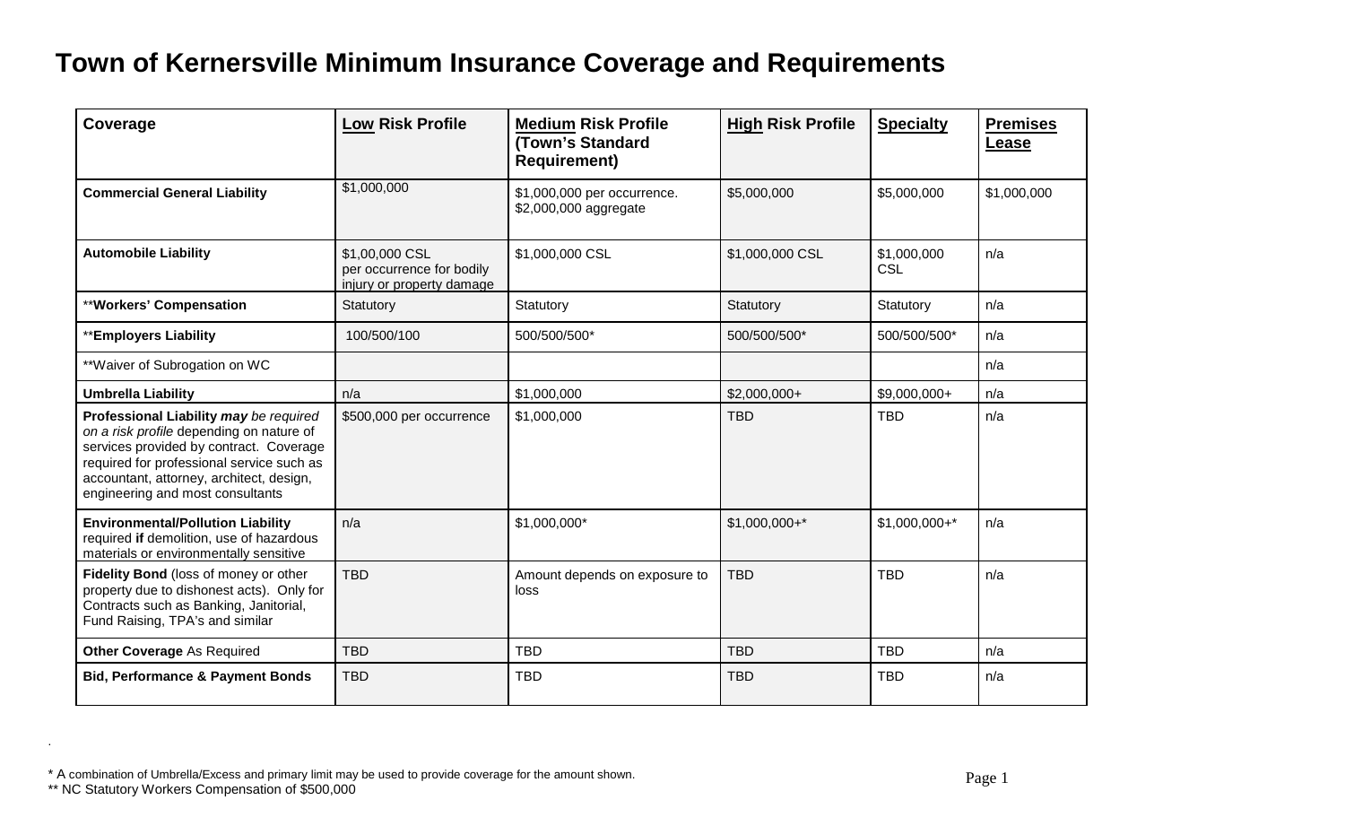# Town of Kernersville Minimum Insurance Coverage and Requirements

| Coverage | Low Risk Profile | Medium Risk Profile (Town's Standard Requirement) | High Risk Profile | Specialty | Premises Lease |
|---|---|---|---|---|---|
| **Commercial General Liability** | $1,000,000 | $1,000,000 per occurrence. $2,000,000 aggregate | $5,000,000 | $5,000,000 | $1,000,000 |
| **Automobile Liability** | $1,00,000 CSL per occurrence for bodily injury or property damage | $1,000,000 CSL | $1,000,000 CSL | $1,000,000 CSL | n/a |
| ****Workers' Compensation** | Statutory | Statutory | Statutory | Statutory | n/a |
| ****Employers Liability** | 100/500/100 | 500/500/500* | 500/500/500* | 500/500/500* | n/a |
| **Waiver of Subrogation on WC | | | | | n/a |
| **Umbrella Liability** | n/a | $1,000,000 | $2,000,000+ | $9,000,000+ | n/a |
| **Professional Liability *may*** *be required on a risk profile* depending on nature of services provided by contract. Coverage required for professional service such as accountant, attorney, architect, design, engineering and most consultants | $500,000 per occurrence | $1,000,000 | TBD | TBD | n/a |
| **Environmental/Pollution Liability** required **if** demolition, use of hazardous materials or environmentally sensitive | n/a | $1,000,000* | $1,000,000+* | $1,000,000+* | n/a |
| **Fidelity Bond** (loss of money or other property due to dishonest acts). Only for Contracts such as Banking, Janitorial, Fund Raising, TPA's and similar | TBD | Amount depends on exposure to loss | TBD | TBD | n/a |
| **Other Coverage** As Required | TBD | TBD | TBD | TBD | n/a |
| **Bid, Performance & Payment Bonds** | TBD | TBD | TBD | TBD | n/a |

\* A combination of Umbrella/Excess and primary limit may be used to provide coverage for the amount shown.

** NC Statutory Workers Compensation of $500,000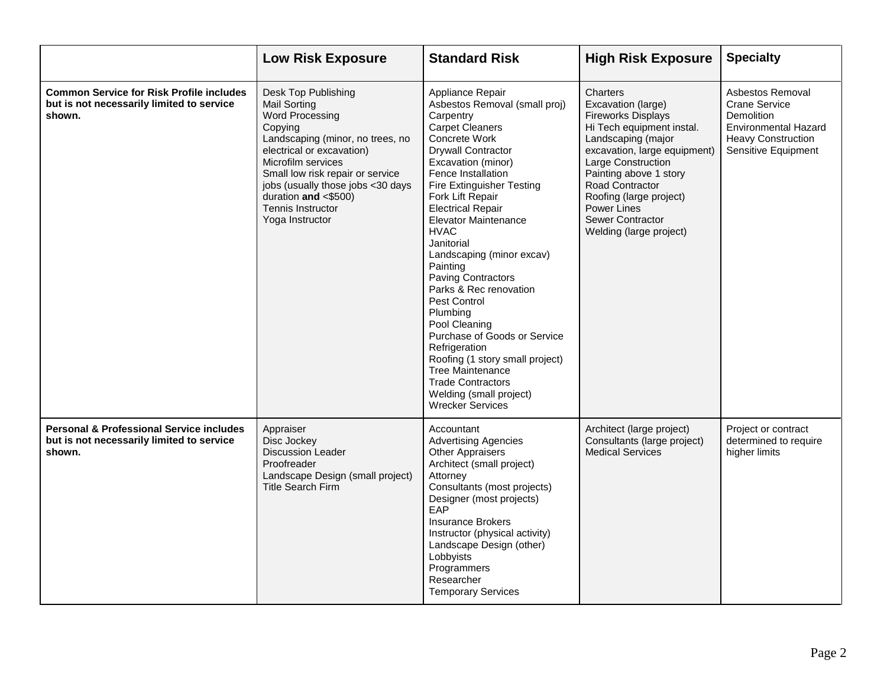| | Low Risk Exposure | Standard Risk | High Risk Exposure | Specialty |
|---|---|---|---|---|
| **Common Service for Risk Profile includes but is not necessarily limited to service shown.** | Desk Top Publishing<br>Mail Sorting<br>Word Processing<br>Copying<br>Landscaping (minor, no trees, no electrical or excavation)<br>Microfilm services<br>Small low risk repair or service jobs (usually those jobs <30 days duration **and** <$500)<br>Tennis Instructor<br>Yoga Instructor | Appliance Repair<br>Asbestos Removal (small proj)<br>Carpentry<br>Carpet Cleaners<br>Concrete Work<br>Drywall Contractor<br>Excavation (minor)<br>Fence Installation<br>Fire Extinguisher Testing<br>Fork Lift Repair<br>Electrical Repair<br>Elevator Maintenance<br>HVAC<br>Janitorial<br>Landscaping (minor excav)<br>Painting<br>Paving Contractors<br>Parks & Rec renovation<br>Pest Control<br>Plumbing<br>Pool Cleaning<br>Purchase of Goods or Service<br>Refrigeration<br>Roofing (1 story small project)<br>Tree Maintenance<br>Trade Contractors<br>Welding (small project)<br>Wrecker Services | Charters<br>Excavation (large)<br>Fireworks Displays<br>Hi Tech equipment instal.<br>Landscaping (major excavation, large equipment)<br>Large Construction<br>Painting above 1 story<br>Road Contractor<br>Roofing (large project)<br>Power Lines<br>Sewer Contractor<br>Welding (large project) | Asbestos Removal<br>Crane Service<br>Demolition<br>Environmental Hazard<br>Heavy Construction<br>Sensitive Equipment |
| **Personal & Professional Service includes but is not necessarily limited to service shown.** | Appraiser<br>Disc Jockey<br>Discussion Leader<br>Proofreader<br>Landscape Design (small project)<br>Title Search Firm | Accountant<br>Advertising Agencies<br>Other Appraisers<br>Architect (small project)<br>Attorney<br>Consultants (most projects)<br>Designer (most projects)<br>EAP<br>Insurance Brokers<br>Instructor (physical activity)<br>Landscape Design (other)<br>Lobbyists<br>Programmers<br>Researcher<br>Temporary Services | Architect (large project)<br>Consultants (large project)<br>Medical Services | Project or contract determined to require higher limits |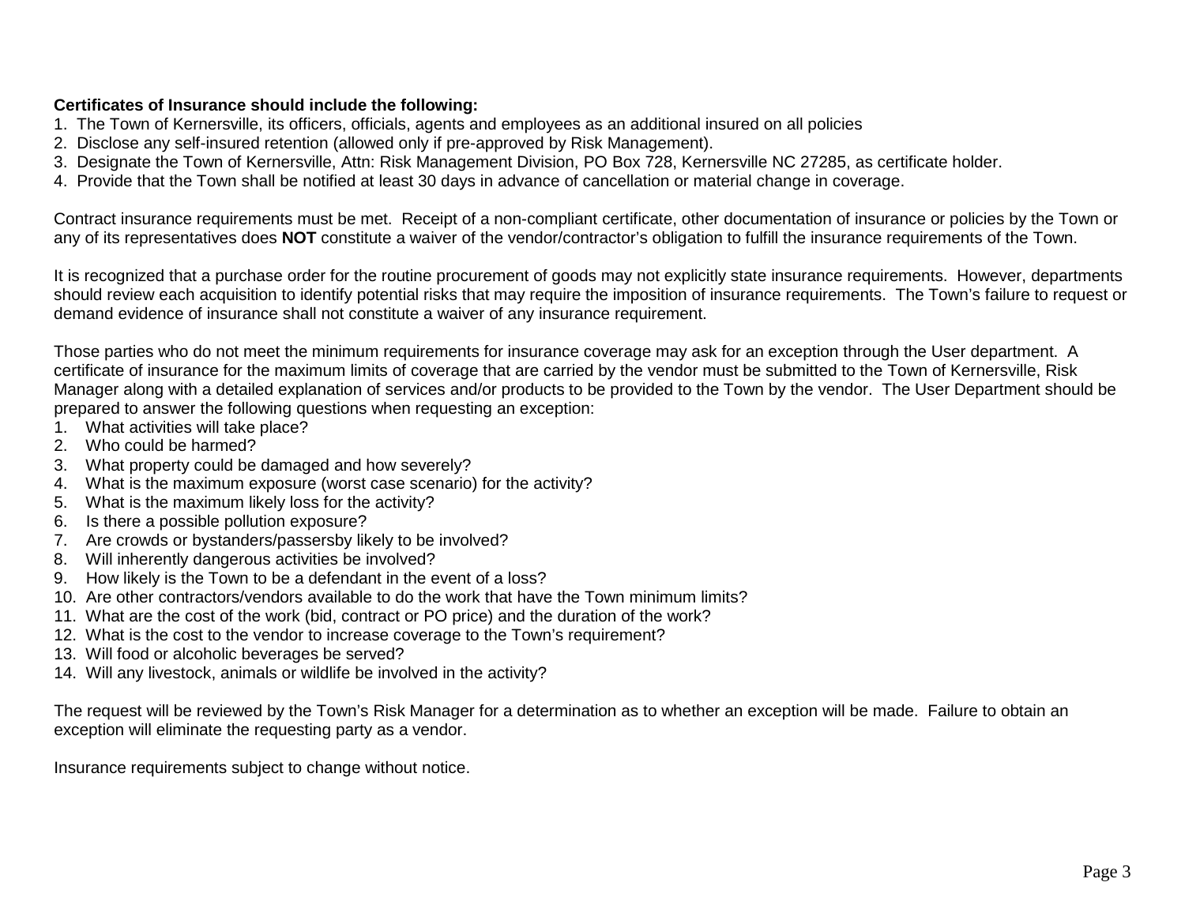**Certificates of Insurance should include the following:**

1. The Town of Kernersville, its officers, officials, agents and employees as an additional insured on all policies
2. Disclose any self-insured retention (allowed only if pre-approved by Risk Management).
3. Designate the Town of Kernersville, Attn: Risk Management Division, PO Box 728, Kernersville NC 27285, as certificate holder.
4. Provide that the Town shall be notified at least 30 days in advance of cancellation or material change in coverage.

Contract insurance requirements must be met. Receipt of a non-compliant certificate, other documentation of insurance or policies by the Town or any of its representatives does **NOT** constitute a waiver of the vendor/contractor's obligation to fulfill the insurance requirements of the Town.

It is recognized that a purchase order for the routine procurement of goods may not explicitly state insurance requirements. However, departments should review each acquisition to identify potential risks that may require the imposition of insurance requirements. The Town's failure to request or demand evidence of insurance shall not constitute a waiver of any insurance requirement.

Those parties who do not meet the minimum requirements for insurance coverage may ask for an exception through the User department. A certificate of insurance for the maximum limits of coverage that are carried by the vendor must be submitted to the Town of Kernersville, Risk Manager along with a detailed explanation of services and/or products to be provided to the Town by the vendor. The User Department should be prepared to answer the following questions when requesting an exception:

1. What activities will take place?
2. Who could be harmed?
3. What property could be damaged and how severely?
4. What is the maximum exposure (worst case scenario) for the activity?
5. What is the maximum likely loss for the activity?
6. Is there a possible pollution exposure?
7. Are crowds or bystanders/passersby likely to be involved?
8. Will inherently dangerous activities be involved?
9. How likely is the Town to be a defendant in the event of a loss?
10. Are other contractors/vendors available to do the work that have the Town minimum limits?
11. What are the cost of the work (bid, contract or PO price) and the duration of the work?
12. What is the cost to the vendor to increase coverage to the Town's requirement?
13. Will food or alcoholic beverages be served?
14. Will any livestock, animals or wildlife be involved in the activity?

The request will be reviewed by the Town's Risk Manager for a determination as to whether an exception will be made. Failure to obtain an exception will eliminate the requesting party as a vendor.

Insurance requirements subject to change without notice.